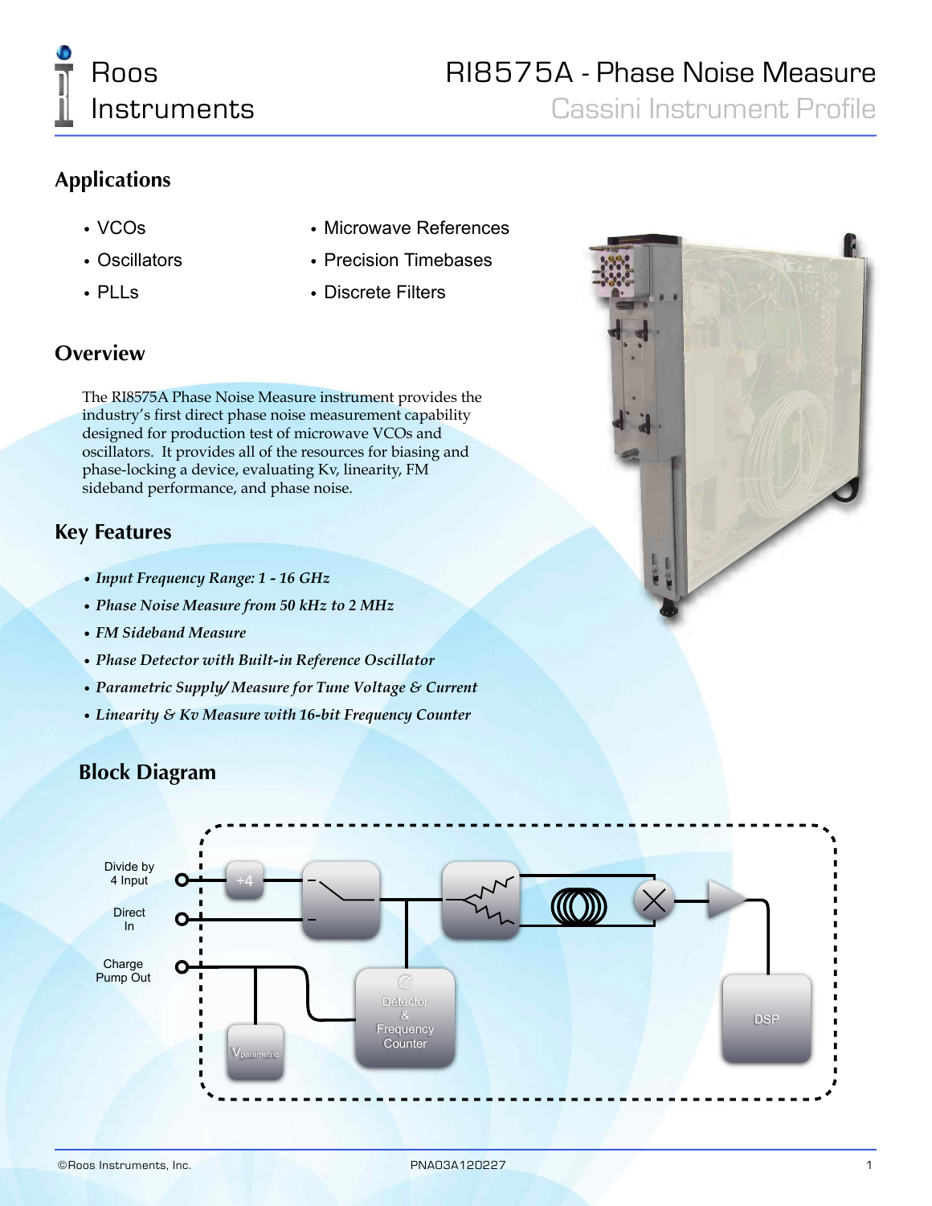# RI8575A - Phase Noise Measure

Cassini Instrument Profile

## Applications

- VCOs
- Oscillators
- PLLs
- Microwave References
- Precision Timebases
- Discrete Filters

## Overview

The RI8575A Phase Noise Measure instrument provides the industry's first direct phase noise measurement capability designed for production test of microwave VCOs and oscillators. It provides all of the resources for biasing and phase-locking a device, evaluating Kv, linearity, FM sideband performance, and phase noise.

## Key Features

- *Input Frequency Range: 1 - 16 GHz*
- *Phase Noise Measure from 50 kHz to 2 MHz*
- *FM Sideband Measure*
- *Phase Detector with Built-in Reference Oscillator*
- *Parametric Supply/ Measure for Tune Voltage & Current*
- *Linearity & Kv Measure with 16-bit Frequency Counter*

## Block Diagram

Divide by 4 Input

Direct In

Charge Pump Out

÷4

$V_{parametric}$

Detector & Frequency Counter

DSP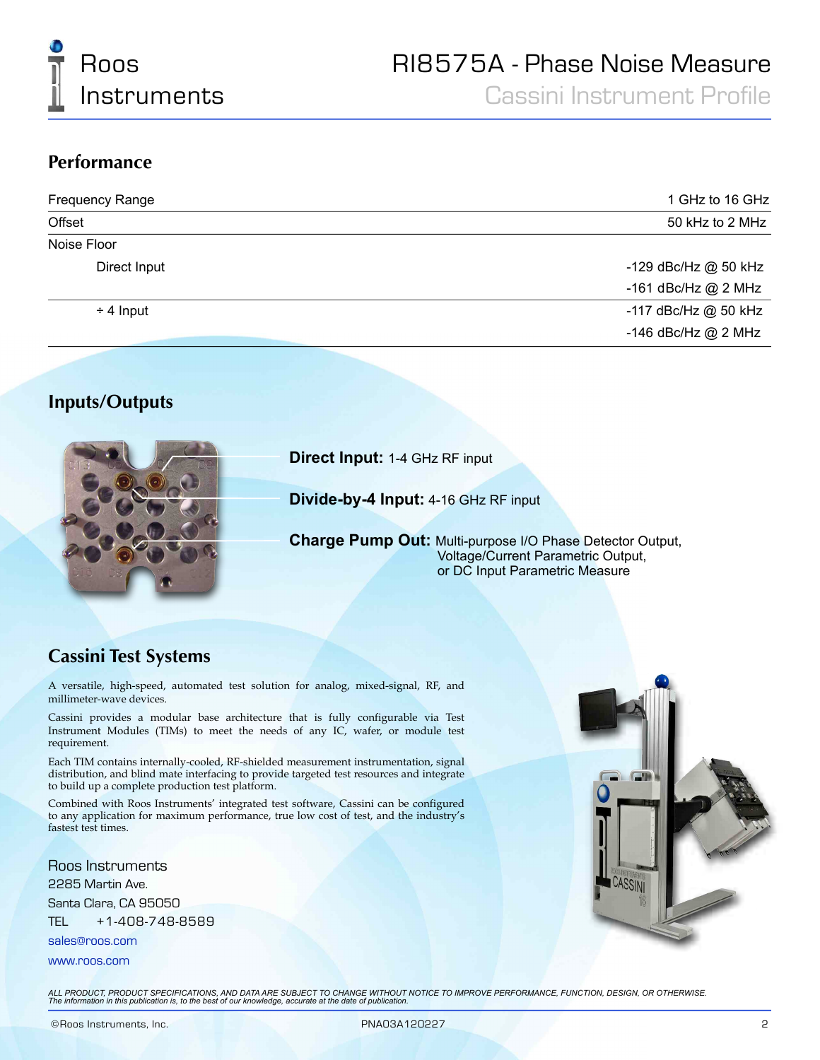# RI8575A - Phase Noise Measure

Cassini Instrument Profile

## Performance

| | | |
|---|---|---|
| Frequency Range | | 1 GHz to 16 GHz |
| Offset | | 50 kHz to 2 MHz |
| Noise Floor | | |
| | Direct Input | -129 dBc/Hz @ 50 kHz |
| | | -161 dBc/Hz @ 2 MHz |
| | ÷ 4 Input | -117 dBc/Hz @ 50 kHz |
| | | -146 dBc/Hz @ 2 MHz |

## Inputs/Outputs

**Direct Input:** 1-4 GHz RF input

**Divide-by-4 Input:** 4-16 GHz RF input

**Charge Pump Out:** Multi-purpose I/O Phase Detector Output, Voltage/Current Parametric Output, or DC Input Parametric Measure

## Cassini Test Systems

A versatile, high-speed, automated test solution for analog, mixed-signal, RF, and millimeter-wave devices.

Cassini provides a modular base architecture that is fully configurable via Test Instrument Modules (TIMs) to meet the needs of any IC, wafer, or module test requirement.

Each TIM contains internally-cooled, RF-shielded measurement instrumentation, signal distribution, and blind mate interfacing to provide targeted test resources and integrate to build up a complete production test platform.

Combined with Roos Instruments' integrated test software, Cassini can be configured to any application for maximum performance, true low cost of test, and the industry's fastest test times.

Roos Instruments
2285 Martin Ave.
Santa Clara, CA 95050
TEL +1-408-748-8589
sales@roos.com
www.roos.com

*ALL PRODUCT, PRODUCT SPECIFICATIONS, AND DATA ARE SUBJECT TO CHANGE WITHOUT NOTICE TO IMPROVE PERFORMANCE, FUNCTION, DESIGN, OR OTHERWISE. The information in this publication is, to the best of our knowledge, accurate at the date of publication.*

©Roos Instruments, Inc. PNA03A120227